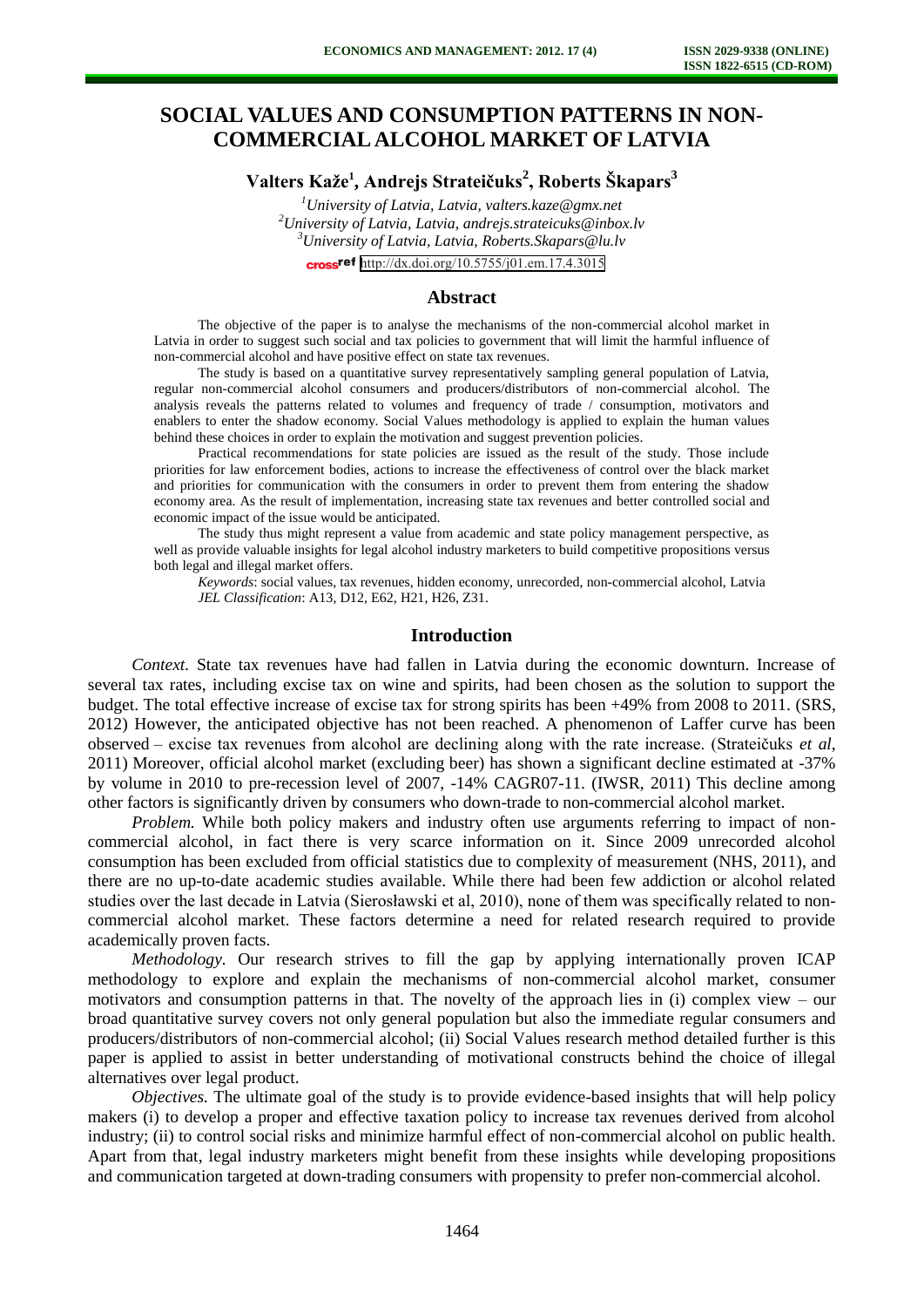# SOCIAL VALUES AND CONSUMPTION PATTERNS IN NON-COMMERCIAL ALCOHOL MARKET OF LATVIA

**Valters Kaže[1], Andrejs Strateičuks[2], Roberts Škapars[3]**

[1]*University of Latvia, Latvia, valters.kaze@gmx.net*
[2]*University of Latvia, Latvia, andrejs.strateicuks@inbox.lv*
[3]*University of Latvia, Latvia, Roberts.Skapars@lu.lv*

http://dx.doi.org/10.5755/j01.em.17.4.3015

## Abstract

The objective of the paper is to analyse the mechanisms of the non-commercial alcohol market in Latvia in order to suggest such social and tax policies to government that will limit the harmful influence of non-commercial alcohol and have positive effect on state tax revenues.

The study is based on a quantitative survey representatively sampling general population of Latvia, regular non-commercial alcohol consumers and producers/distributors of non-commercial alcohol. The analysis reveals the patterns related to volumes and frequency of trade / consumption, motivators and enablers to enter the shadow economy. Social Values methodology is applied to explain the human values behind these choices in order to explain the motivation and suggest prevention policies.

Practical recommendations for state policies are issued as the result of the study. Those include priorities for law enforcement bodies, actions to increase the effectiveness of control over the black market and priorities for communication with the consumers in order to prevent them from entering the shadow economy area. As the result of implementation, increasing state tax revenues and better controlled social and economic impact of the issue would be anticipated.

The study thus might represent a value from academic and state policy management perspective, as well as provide valuable insights for legal alcohol industry marketers to build competitive propositions versus both legal and illegal market offers.

*Keywords*: social values, tax revenues, hidden economy, unrecorded, non-commercial alcohol, Latvia

*JEL Classification*: A13, D12, E62, H21, H26, Z31.

## Introduction

*Context.* State tax revenues have had fallen in Latvia during the economic downturn. Increase of several tax rates, including excise tax on wine and spirits, had been chosen as the solution to support the budget. The total effective increase of excise tax for strong spirits has been +49% from 2008 to 2011. (SRS, 2012) However, the anticipated objective has not been reached. A phenomenon of Laffer curve has been observed – excise tax revenues from alcohol are declining along with the rate increase. (Strateičuks *et al*, 2011) Moreover, official alcohol market (excluding beer) has shown a significant decline estimated at -37% by volume in 2010 to pre-recession level of 2007, -14% CAGR07-11. (IWSR, 2011) This decline among other factors is significantly driven by consumers who down-trade to non-commercial alcohol market.

*Problem.* While both policy makers and industry often use arguments referring to impact of non-commercial alcohol, in fact there is very scarce information on it. Since 2009 unrecorded alcohol consumption has been excluded from official statistics due to complexity of measurement (NHS, 2011), and there are no up-to-date academic studies available. While there had been few addiction or alcohol related studies over the last decade in Latvia (Sierosławski et al, 2010), none of them was specifically related to non-commercial alcohol market. These factors determine a need for related research required to provide academically proven facts.

*Methodology.* Our research strives to fill the gap by applying internationally proven ICAP methodology to explore and explain the mechanisms of non-commercial alcohol market, consumer motivators and consumption patterns in that. The novelty of the approach lies in (i) complex view – our broad quantitative survey covers not only general population but also the immediate regular consumers and producers/distributors of non-commercial alcohol; (ii) Social Values research method detailed further is this paper is applied to assist in better understanding of motivational constructs behind the choice of illegal alternatives over legal product.

*Objectives.* The ultimate goal of the study is to provide evidence-based insights that will help policy makers (i) to develop a proper and effective taxation policy to increase tax revenues derived from alcohol industry; (ii) to control social risks and minimize harmful effect of non-commercial alcohol on public health. Apart from that, legal industry marketers might benefit from these insights while developing propositions and communication targeted at down-trading consumers with propensity to prefer non-commercial alcohol.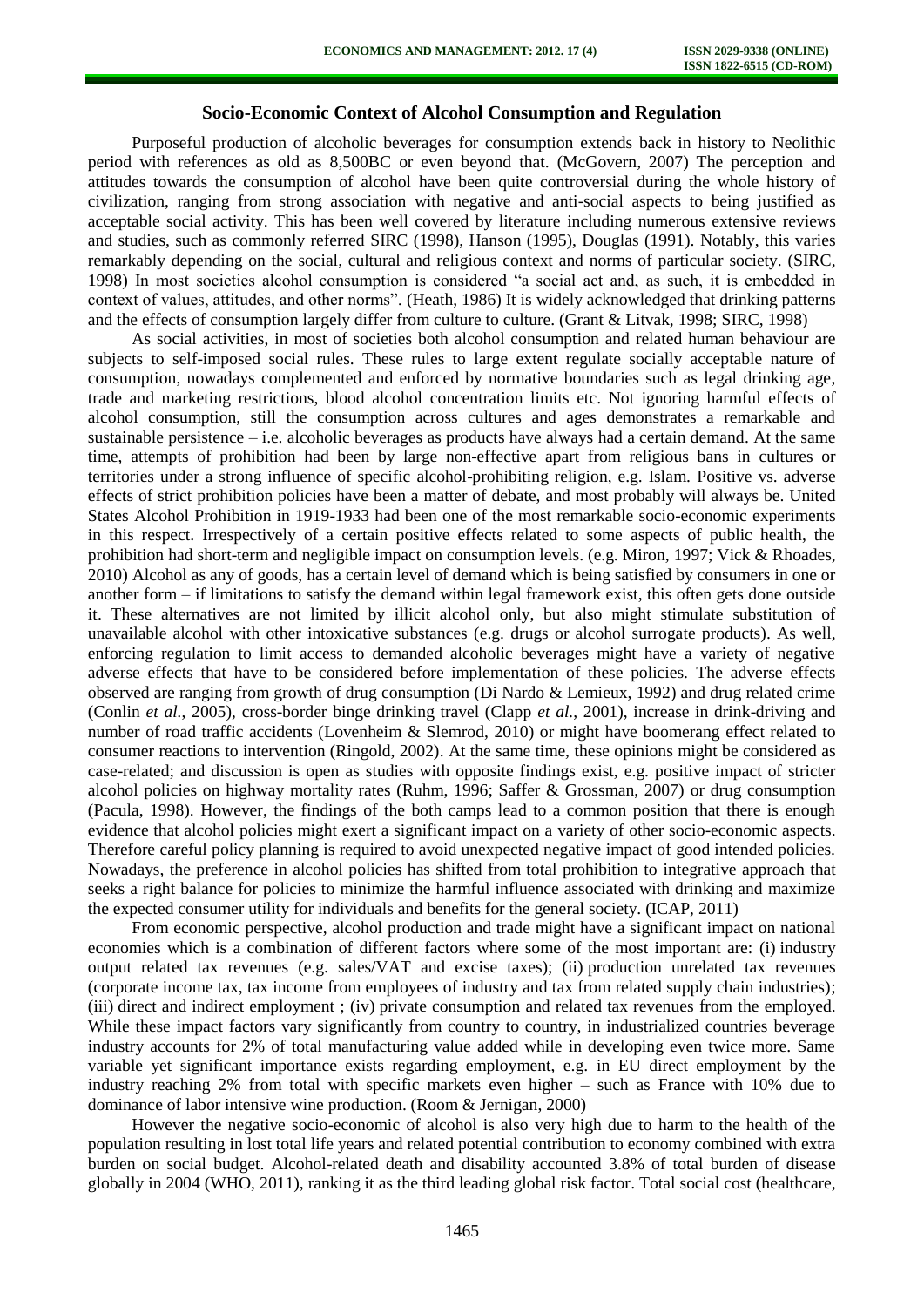## Socio-Economic Context of Alcohol Consumption and Regulation

Purposeful production of alcoholic beverages for consumption extends back in history to Neolithic period with references as old as 8,500BC or even beyond that. (McGovern, 2007) The perception and attitudes towards the consumption of alcohol have been quite controversial during the whole history of civilization, ranging from strong association with negative and anti-social aspects to being justified as acceptable social activity. This has been well covered by literature including numerous extensive reviews and studies, such as commonly referred SIRC (1998), Hanson (1995), Douglas (1991). Notably, this varies remarkably depending on the social, cultural and religious context and norms of particular society. (SIRC, 1998) In most societies alcohol consumption is considered "a social act and, as such, it is embedded in context of values, attitudes, and other norms". (Heath, 1986) It is widely acknowledged that drinking patterns and the effects of consumption largely differ from culture to culture. (Grant & Litvak, 1998; SIRC, 1998)

As social activities, in most of societies both alcohol consumption and related human behaviour are subjects to self-imposed social rules. These rules to large extent regulate socially acceptable nature of consumption, nowadays complemented and enforced by normative boundaries such as legal drinking age, trade and marketing restrictions, blood alcohol concentration limits etc. Not ignoring harmful effects of alcohol consumption, still the consumption across cultures and ages demonstrates a remarkable and sustainable persistence – i.e. alcoholic beverages as products have always had a certain demand. At the same time, attempts of prohibition had been by large non-effective apart from religious bans in cultures or territories under a strong influence of specific alcohol-prohibiting religion, e.g. Islam. Positive vs. adverse effects of strict prohibition policies have been a matter of debate, and most probably will always be. United States Alcohol Prohibition in 1919-1933 had been one of the most remarkable socio-economic experiments in this respect. Irrespectively of a certain positive effects related to some aspects of public health, the prohibition had short-term and negligible impact on consumption levels. (e.g. Miron, 1997; Vick & Rhoades, 2010) Alcohol as any of goods, has a certain level of demand which is being satisfied by consumers in one or another form – if limitations to satisfy the demand within legal framework exist, this often gets done outside it. These alternatives are not limited by illicit alcohol only, but also might stimulate substitution of unavailable alcohol with other intoxicative substances (e.g. drugs or alcohol surrogate products). As well, enforcing regulation to limit access to demanded alcoholic beverages might have a variety of negative adverse effects that have to be considered before implementation of these policies. The adverse effects observed are ranging from growth of drug consumption (Di Nardo & Lemieux, 1992) and drug related crime (Conlin *et al.*, 2005), cross-border binge drinking travel (Clapp *et al.*, 2001), increase in drink-driving and number of road traffic accidents (Lovenheim & Slemrod, 2010) or might have boomerang effect related to consumer reactions to intervention (Ringold, 2002). At the same time, these opinions might be considered as case-related; and discussion is open as studies with opposite findings exist, e.g. positive impact of stricter alcohol policies on highway mortality rates (Ruhm, 1996; Saffer & Grossman, 2007) or drug consumption (Pacula, 1998). However, the findings of the both camps lead to a common position that there is enough evidence that alcohol policies might exert a significant impact on a variety of other socio-economic aspects. Therefore careful policy planning is required to avoid unexpected negative impact of good intended policies. Nowadays, the preference in alcohol policies has shifted from total prohibition to integrative approach that seeks a right balance for policies to minimize the harmful influence associated with drinking and maximize the expected consumer utility for individuals and benefits for the general society. (ICAP, 2011)

From economic perspective, alcohol production and trade might have a significant impact on national economies which is a combination of different factors where some of the most important are: (i) industry output related tax revenues (e.g. sales/VAT and excise taxes); (ii) production unrelated tax revenues (corporate income tax, tax income from employees of industry and tax from related supply chain industries); (iii) direct and indirect employment ; (iv) private consumption and related tax revenues from the employed. While these impact factors vary significantly from country to country, in industrialized countries beverage industry accounts for 2% of total manufacturing value added while in developing even twice more. Same variable yet significant importance exists regarding employment, e.g. in EU direct employment by the industry reaching 2% from total with specific markets even higher – such as France with 10% due to dominance of labor intensive wine production. (Room & Jernigan, 2000)

However the negative socio-economic of alcohol is also very high due to harm to the health of the population resulting in lost total life years and related potential contribution to economy combined with extra burden on social budget. Alcohol-related death and disability accounted 3.8% of total burden of disease globally in 2004 (WHO, 2011), ranking it as the third leading global risk factor. Total social cost (healthcare,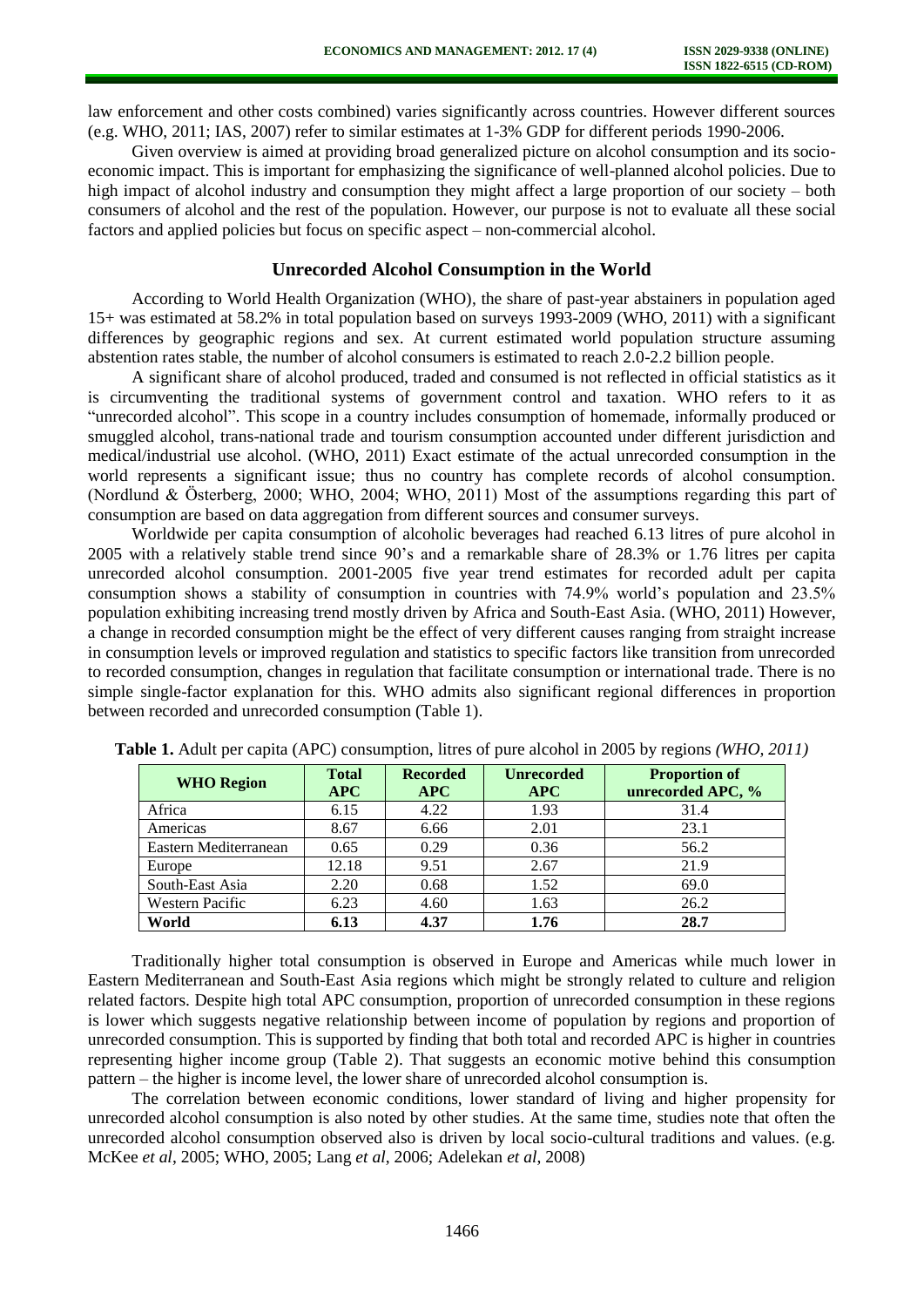law enforcement and other costs combined) varies significantly across countries. However different sources (e.g. WHO, 2011; IAS, 2007) refer to similar estimates at 1-3% GDP for different periods 1990-2006.

Given overview is aimed at providing broad generalized picture on alcohol consumption and its socio-economic impact. This is important for emphasizing the significance of well-planned alcohol policies. Due to high impact of alcohol industry and consumption they might affect a large proportion of our society – both consumers of alcohol and the rest of the population. However, our purpose is not to evaluate all these social factors and applied policies but focus on specific aspect – non-commercial alcohol.

## Unrecorded Alcohol Consumption in the World

According to World Health Organization (WHO), the share of past-year abstainers in population aged 15+ was estimated at 58.2% in total population based on surveys 1993-2009 (WHO, 2011) with a significant differences by geographic regions and sex. At current estimated world population structure assuming abstention rates stable, the number of alcohol consumers is estimated to reach 2.0-2.2 billion people.

A significant share of alcohol produced, traded and consumed is not reflected in official statistics as it is circumventing the traditional systems of government control and taxation. WHO refers to it as "unrecorded alcohol". This scope in a country includes consumption of homemade, informally produced or smuggled alcohol, trans-national trade and tourism consumption accounted under different jurisdiction and medical/industrial use alcohol. (WHO, 2011) Exact estimate of the actual unrecorded consumption in the world represents a significant issue; thus no country has complete records of alcohol consumption. (Nordlund & Österberg, 2000; WHO, 2004; WHO, 2011) Most of the assumptions regarding this part of consumption are based on data aggregation from different sources and consumer surveys.

Worldwide per capita consumption of alcoholic beverages had reached 6.13 litres of pure alcohol in 2005 with a relatively stable trend since 90's and a remarkable share of 28.3% or 1.76 litres per capita unrecorded alcohol consumption. 2001-2005 five year trend estimates for recorded adult per capita consumption shows a stability of consumption in countries with 74.9% world's population and 23.5% population exhibiting increasing trend mostly driven by Africa and South-East Asia. (WHO, 2011) However, a change in recorded consumption might be the effect of very different causes ranging from straight increase in consumption levels or improved regulation and statistics to specific factors like transition from unrecorded to recorded consumption, changes in regulation that facilitate consumption or international trade. There is no simple single-factor explanation for this. WHO admits also significant regional differences in proportion between recorded and unrecorded consumption (Table 1).

**Table 1.** Adult per capita (APC) consumption, litres of pure alcohol in 2005 by regions *(WHO, 2011)*

| WHO Region | Total APC | Recorded APC | Unrecorded APC | Proportion of unrecorded APC, % |
|---|---|---|---|---|
| Africa | 6.15 | 4.22 | 1.93 | 31.4 |
| Americas | 8.67 | 6.66 | 2.01 | 23.1 |
| Eastern Mediterranean | 0.65 | 0.29 | 0.36 | 56.2 |
| Europe | 12.18 | 9.51 | 2.67 | 21.9 |
| South-East Asia | 2.20 | 0.68 | 1.52 | 69.0 |
| Western Pacific | 6.23 | 4.60 | 1.63 | 26.2 |
| **World** | **6.13** | **4.37** | **1.76** | **28.7** |

Traditionally higher total consumption is observed in Europe and Americas while much lower in Eastern Mediterranean and South-East Asia regions which might be strongly related to culture and religion related factors. Despite high total APC consumption, proportion of unrecorded consumption in these regions is lower which suggests negative relationship between income of population by regions and proportion of unrecorded consumption. This is supported by finding that both total and recorded APC is higher in countries representing higher income group (Table 2). That suggests an economic motive behind this consumption pattern – the higher is income level, the lower share of unrecorded alcohol consumption is.

The correlation between economic conditions, lower standard of living and higher propensity for unrecorded alcohol consumption is also noted by other studies. At the same time, studies note that often the unrecorded alcohol consumption observed also is driven by local socio-cultural traditions and values. (e.g. McKee *et al*, 2005; WHO, 2005; Lang *et al*, 2006; Adelekan *et al*, 2008)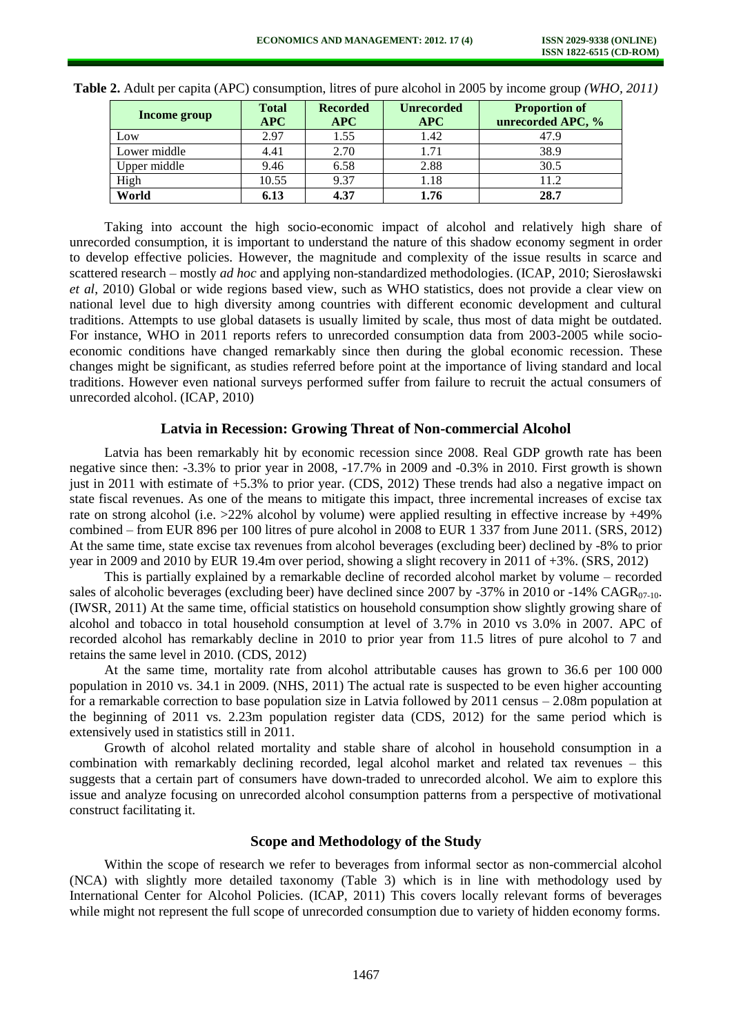**Table 2.** Adult per capita (APC) consumption, litres of pure alcohol in 2005 by income group *(WHO, 2011)*

| Income group | Total APC | Recorded APC | Unrecorded APC | Proportion of unrecorded APC, % |
|---|---|---|---|---|
| Low | 2.97 | 1.55 | 1.42 | 47.9 |
| Lower middle | 4.41 | 2.70 | 1.71 | 38.9 |
| Upper middle | 9.46 | 6.58 | 2.88 | 30.5 |
| High | 10.55 | 9.37 | 1.18 | 11.2 |
| **World** | **6.13** | **4.37** | **1.76** | **28.7** |

Taking into account the high socio-economic impact of alcohol and relatively high share of unrecorded consumption, it is important to understand the nature of this shadow economy segment in order to develop effective policies. However, the magnitude and complexity of the issue results in scarce and scattered research – mostly *ad hoc* and applying non-standardized methodologies. (ICAP, 2010; Sierosławski *et al*, 2010) Global or wide regions based view, such as WHO statistics, does not provide a clear view on national level due to high diversity among countries with different economic development and cultural traditions. Attempts to use global datasets is usually limited by scale, thus most of data might be outdated. For instance, WHO in 2011 reports refers to unrecorded consumption data from 2003-2005 while socio-economic conditions have changed remarkably since then during the global economic recession. These changes might be significant, as studies referred before point at the importance of living standard and local traditions. However even national surveys performed suffer from failure to recruit the actual consumers of unrecorded alcohol. (ICAP, 2010)

## Latvia in Recession: Growing Threat of Non-commercial Alcohol

Latvia has been remarkably hit by economic recession since 2008. Real GDP growth rate has been negative since then: -3.3% to prior year in 2008, -17.7% in 2009 and -0.3% in 2010. First growth is shown just in 2011 with estimate of +5.3% to prior year. (CDS, 2012) These trends had also a negative impact on state fiscal revenues. As one of the means to mitigate this impact, three incremental increases of excise tax rate on strong alcohol (i.e. >22% alcohol by volume) were applied resulting in effective increase by +49% combined – from EUR 896 per 100 litres of pure alcohol in 2008 to EUR 1 337 from June 2011. (SRS, 2012) At the same time, state excise tax revenues from alcohol beverages (excluding beer) declined by -8% to prior year in 2009 and 2010 by EUR 19.4m over period, showing a slight recovery in 2011 of +3%. (SRS, 2012)

This is partially explained by a remarkable decline of recorded alcohol market by volume – recorded sales of alcoholic beverages (excluding beer) have declined since 2007 by -37% in 2010 or -14% $CAGR_{07\text{-}10}$. (IWSR, 2011) At the same time, official statistics on household consumption show slightly growing share of alcohol and tobacco in total household consumption at level of 3.7% in 2010 vs 3.0% in 2007. APC of recorded alcohol has remarkably decline in 2010 to prior year from 11.5 litres of pure alcohol to 7 and retains the same level in 2010. (CDS, 2012)

At the same time, mortality rate from alcohol attributable causes has grown to 36.6 per 100 000 population in 2010 vs. 34.1 in 2009. (NHS, 2011) The actual rate is suspected to be even higher accounting for a remarkable correction to base population size in Latvia followed by 2011 census – 2.08m population at the beginning of 2011 vs. 2.23m population register data (CDS, 2012) for the same period which is extensively used in statistics still in 2011.

Growth of alcohol related mortality and stable share of alcohol in household consumption in a combination with remarkably declining recorded, legal alcohol market and related tax revenues – this suggests that a certain part of consumers have down-traded to unrecorded alcohol. We aim to explore this issue and analyze focusing on unrecorded alcohol consumption patterns from a perspective of motivational construct facilitating it.

## Scope and Methodology of the Study

Within the scope of research we refer to beverages from informal sector as non-commercial alcohol (NCA) with slightly more detailed taxonomy (Table 3) which is in line with methodology used by International Center for Alcohol Policies. (ICAP, 2011) This covers locally relevant forms of beverages while might not represent the full scope of unrecorded consumption due to variety of hidden economy forms.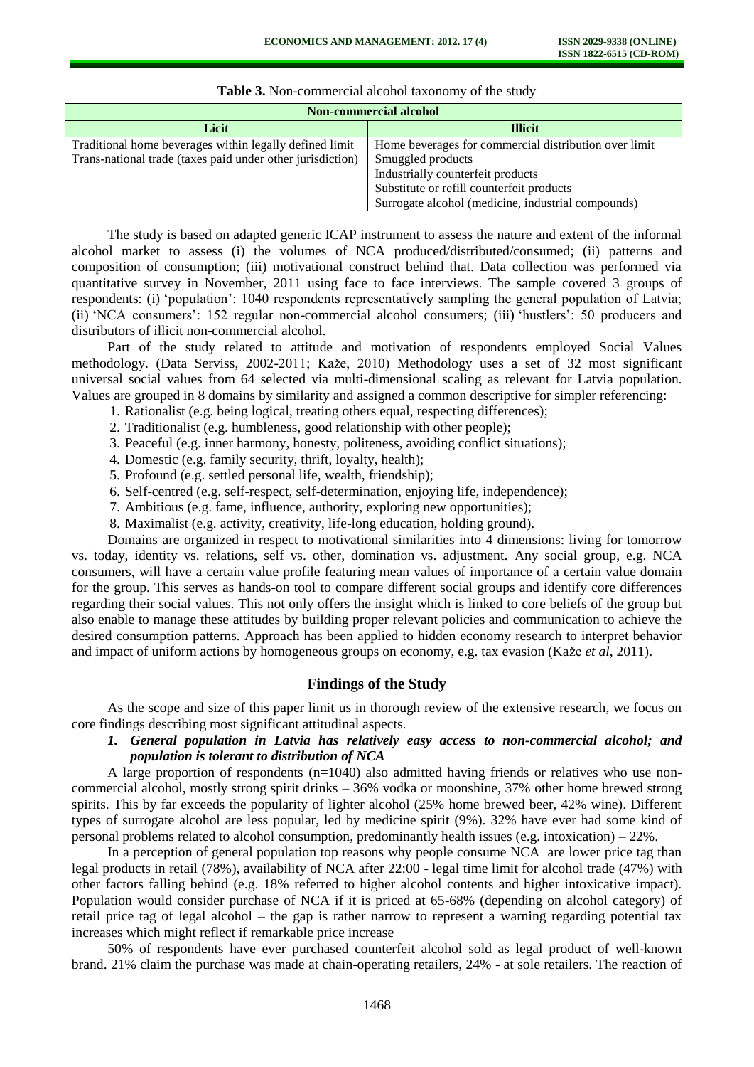**Table 3.** Non-commercial alcohol taxonomy of the study

| Non-commercial alcohol | |
|---|---|
| **Licit** | **Illicit** |
| Traditional home beverages within legally defined limit | Home beverages for commercial distribution over limit |
| Trans-national trade (taxes paid under other jurisdiction) | Smuggled products |
| | Industrially counterfeit products |
| | Substitute or refill counterfeit products |
| | Surrogate alcohol (medicine, industrial compounds) |

The study is based on adapted generic ICAP instrument to assess the nature and extent of the informal alcohol market to assess (i) the volumes of NCA produced/distributed/consumed; (ii) patterns and composition of consumption; (iii) motivational construct behind that. Data collection was performed via quantitative survey in November, 2011 using face to face interviews. The sample covered 3 groups of respondents: (i) 'population': 1040 respondents representatively sampling the general population of Latvia; (ii) 'NCA consumers': 152 regular non-commercial alcohol consumers; (iii) 'hustlers': 50 producers and distributors of illicit non-commercial alcohol.

Part of the study related to attitude and motivation of respondents employed Social Values methodology. (Data Serviss, 2002-2011; Kaže, 2010) Methodology uses a set of 32 most significant universal social values from 64 selected via multi-dimensional scaling as relevant for Latvia population. Values are grouped in 8 domains by similarity and assigned a common descriptive for simpler referencing:

1. Rationalist (e.g. being logical, treating others equal, respecting differences);
2. Traditionalist (e.g. humbleness, good relationship with other people);
3. Peaceful (e.g. inner harmony, honesty, politeness, avoiding conflict situations);
4. Domestic (e.g. family security, thrift, loyalty, health);
5. Profound (e.g. settled personal life, wealth, friendship);
6. Self-centred (e.g. self-respect, self-determination, enjoying life, independence);
7. Ambitious (e.g. fame, influence, authority, exploring new opportunities);
8. Maximalist (e.g. activity, creativity, life-long education, holding ground).

Domains are organized in respect to motivational similarities into 4 dimensions: living for tomorrow vs. today, identity vs. relations, self vs. other, domination vs. adjustment. Any social group, e.g. NCA consumers, will have a certain value profile featuring mean values of importance of a certain value domain for the group. This serves as hands-on tool to compare different social groups and identify core differences regarding their social values. This not only offers the insight which is linked to core beliefs of the group but also enable to manage these attitudes by building proper relevant policies and communication to achieve the desired consumption patterns. Approach has been applied to hidden economy research to interpret behavior and impact of uniform actions by homogeneous groups on economy, e.g. tax evasion (Kaže *et al*, 2011).

## Findings of the Study

As the scope and size of this paper limit us in thorough review of the extensive research, we focus on core findings describing most significant attitudinal aspects.

### *1. General population in Latvia has relatively easy access to non-commercial alcohol; and population is tolerant to distribution of NCA*

A large proportion of respondents (n=1040) also admitted having friends or relatives who use non-commercial alcohol, mostly strong spirit drinks – 36% vodka or moonshine, 37% other home brewed strong spirits. This by far exceeds the popularity of lighter alcohol (25% home brewed beer, 42% wine). Different types of surrogate alcohol are less popular, led by medicine spirit (9%). 32% have ever had some kind of personal problems related to alcohol consumption, predominantly health issues (e.g. intoxication) – 22%.

In a perception of general population top reasons why people consume NCA are lower price tag than legal products in retail (78%), availability of NCA after 22:00 - legal time limit for alcohol trade (47%) with other factors falling behind (e.g. 18% referred to higher alcohol contents and higher intoxicative impact). Population would consider purchase of NCA if it is priced at 65-68% (depending on alcohol category) of retail price tag of legal alcohol – the gap is rather narrow to represent a warning regarding potential tax increases which might reflect if remarkable price increase

50% of respondents have ever purchased counterfeit alcohol sold as legal product of well-known brand. 21% claim the purchase was made at chain-operating retailers, 24% - at sole retailers. The reaction of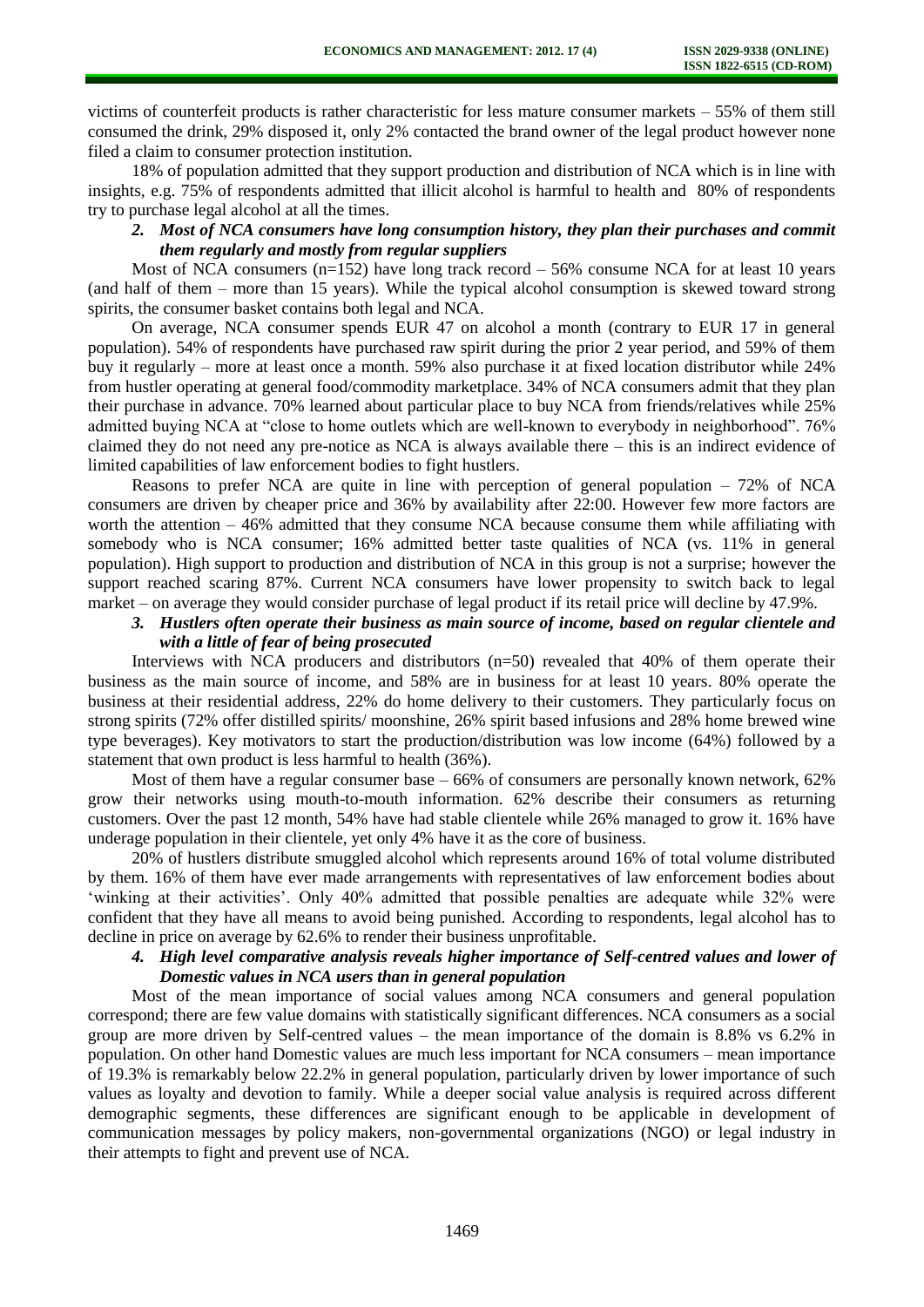victims of counterfeit products is rather characteristic for less mature consumer markets – 55% of them still consumed the drink, 29% disposed it, only 2% contacted the brand owner of the legal product however none filed a claim to consumer protection institution.

18% of population admitted that they support production and distribution of NCA which is in line with insights, e.g. 75% of respondents admitted that illicit alcohol is harmful to health and 80% of respondents try to purchase legal alcohol at all the times.

***2. Most of NCA consumers have long consumption history, they plan their purchases and commit them regularly and mostly from regular suppliers***

Most of NCA consumers (n=152) have long track record – 56% consume NCA for at least 10 years (and half of them – more than 15 years). While the typical alcohol consumption is skewed toward strong spirits, the consumer basket contains both legal and NCA.

On average, NCA consumer spends EUR 47 on alcohol a month (contrary to EUR 17 in general population). 54% of respondents have purchased raw spirit during the prior 2 year period, and 59% of them buy it regularly – more at least once a month. 59% also purchase it at fixed location distributor while 24% from hustler operating at general food/commodity marketplace. 34% of NCA consumers admit that they plan their purchase in advance. 70% learned about particular place to buy NCA from friends/relatives while 25% admitted buying NCA at "close to home outlets which are well-known to everybody in neighborhood". 76% claimed they do not need any pre-notice as NCA is always available there – this is an indirect evidence of limited capabilities of law enforcement bodies to fight hustlers.

Reasons to prefer NCA are quite in line with perception of general population – 72% of NCA consumers are driven by cheaper price and 36% by availability after 22:00. However few more factors are worth the attention – 46% admitted that they consume NCA because consume them while affiliating with somebody who is NCA consumer; 16% admitted better taste qualities of NCA (vs. 11% in general population). High support to production and distribution of NCA in this group is not a surprise; however the support reached scaring 87%. Current NCA consumers have lower propensity to switch back to legal market – on average they would consider purchase of legal product if its retail price will decline by 47.9%.

***3. Hustlers often operate their business as main source of income, based on regular clientele and with a little of fear of being prosecuted***

Interviews with NCA producers and distributors (n=50) revealed that 40% of them operate their business as the main source of income, and 58% are in business for at least 10 years. 80% operate the business at their residential address, 22% do home delivery to their customers. They particularly focus on strong spirits (72% offer distilled spirits/ moonshine, 26% spirit based infusions and 28% home brewed wine type beverages). Key motivators to start the production/distribution was low income (64%) followed by a statement that own product is less harmful to health (36%).

Most of them have a regular consumer base – 66% of consumers are personally known network, 62% grow their networks using mouth-to-mouth information. 62% describe their consumers as returning customers. Over the past 12 month, 54% have had stable clientele while 26% managed to grow it. 16% have underage population in their clientele, yet only 4% have it as the core of business.

20% of hustlers distribute smuggled alcohol which represents around 16% of total volume distributed by them. 16% of them have ever made arrangements with representatives of law enforcement bodies about 'winking at their activities'. Only 40% admitted that possible penalties are adequate while 32% were confident that they have all means to avoid being punished. According to respondents, legal alcohol has to decline in price on average by 62.6% to render their business unprofitable.

***4. High level comparative analysis reveals higher importance of Self-centred values and lower of Domestic values in NCA users than in general population***

Most of the mean importance of social values among NCA consumers and general population correspond; there are few value domains with statistically significant differences. NCA consumers as a social group are more driven by Self-centred values – the mean importance of the domain is 8.8% vs 6.2% in population. On other hand Domestic values are much less important for NCA consumers – mean importance of 19.3% is remarkably below 22.2% in general population, particularly driven by lower importance of such values as loyalty and devotion to family. While a deeper social value analysis is required across different demographic segments, these differences are significant enough to be applicable in development of communication messages by policy makers, non-governmental organizations (NGO) or legal industry in their attempts to fight and prevent use of NCA.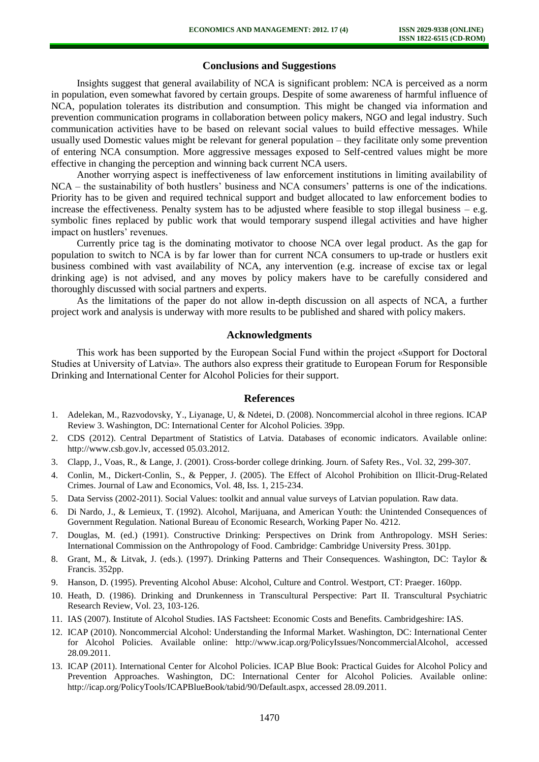## Conclusions and Suggestions

Insights suggest that general availability of NCA is significant problem: NCA is perceived as a norm in population, even somewhat favored by certain groups. Despite of some awareness of harmful influence of NCA, population tolerates its distribution and consumption. This might be changed via information and prevention communication programs in collaboration between policy makers, NGO and legal industry. Such communication activities have to be based on relevant social values to build effective messages. While usually used Domestic values might be relevant for general population – they facilitate only some prevention of entering NCA consumption. More aggressive messages exposed to Self-centred values might be more effective in changing the perception and winning back current NCA users.

Another worrying aspect is ineffectiveness of law enforcement institutions in limiting availability of NCA – the sustainability of both hustlers' business and NCA consumers' patterns is one of the indications. Priority has to be given and required technical support and budget allocated to law enforcement bodies to increase the effectiveness. Penalty system has to be adjusted where feasible to stop illegal business – e.g. symbolic fines replaced by public work that would temporary suspend illegal activities and have higher impact on hustlers' revenues.

Currently price tag is the dominating motivator to choose NCA over legal product. As the gap for population to switch to NCA is by far lower than for current NCA consumers to up-trade or hustlers exit business combined with vast availability of NCA, any intervention (e.g. increase of excise tax or legal drinking age) is not advised, and any moves by policy makers have to be carefully considered and thoroughly discussed with social partners and experts.

As the limitations of the paper do not allow in-depth discussion on all aspects of NCA, a further project work and analysis is underway with more results to be published and shared with policy makers.

## Acknowledgments

This work has been supported by the European Social Fund within the project «Support for Doctoral Studies at University of Latvia». The authors also express their gratitude to European Forum for Responsible Drinking and International Center for Alcohol Policies for their support.

## References

1. Adelekan, M., Razvodovsky, Y., Liyanage, U, & Ndetei, D. (2008). Noncommercial alcohol in three regions. ICAP Review 3. Washington, DC: International Center for Alcohol Policies. 39pp.
2. CDS (2012). Central Department of Statistics of Latvia. Databases of economic indicators. Available online: http://www.csb.gov.lv, accessed 05.03.2012.
3. Clapp, J., Voas, R., & Lange, J. (2001). Cross-border college drinking. Journ. of Safety Res., Vol. 32, 299-307.
4. Conlin, M., Dickert-Conlin, S., & Pepper, J. (2005). The Effect of Alcohol Prohibition on Illicit-Drug-Related Crimes. Journal of Law and Economics, Vol. 48, Iss. 1, 215-234.
5. Data Serviss (2002-2011). Social Values: toolkit and annual value surveys of Latvian population. Raw data.
6. Di Nardo, J., & Lemieux, T. (1992). Alcohol, Marijuana, and American Youth: the Unintended Consequences of Government Regulation. National Bureau of Economic Research, Working Paper No. 4212.
7. Douglas, M. (ed.) (1991). Constructive Drinking: Perspectives on Drink from Anthropology. MSH Series: International Commission on the Anthropology of Food. Cambridge: Cambridge University Press. 301pp.
8. Grant, M., & Litvak, J. (eds.). (1997). Drinking Patterns and Their Consequences. Washington, DC: Taylor & Francis. 352pp.
9. Hanson, D. (1995). Preventing Alcohol Abuse: Alcohol, Culture and Control. Westport, CT: Praeger. 160pp.
10. Heath, D. (1986). Drinking and Drunkenness in Transcultural Perspective: Part II. Transcultural Psychiatric Research Review, Vol. 23, 103-126.
11. IAS (2007). Institute of Alcohol Studies. IAS Factsheet: Economic Costs and Benefits. Cambridgeshire: IAS.
12. ICAP (2010). Noncommercial Alcohol: Understanding the Informal Market. Washington, DC: International Center for Alcohol Policies. Available online: http://www.icap.org/PolicyIssues/NoncommercialAlcohol, accessed 28.09.2011.
13. ICAP (2011). International Center for Alcohol Policies. ICAP Blue Book: Practical Guides for Alcohol Policy and Prevention Approaches. Washington, DC: International Center for Alcohol Policies. Available online: http://icap.org/PolicyTools/ICAPBlueBook/tabid/90/Default.aspx, accessed 28.09.2011.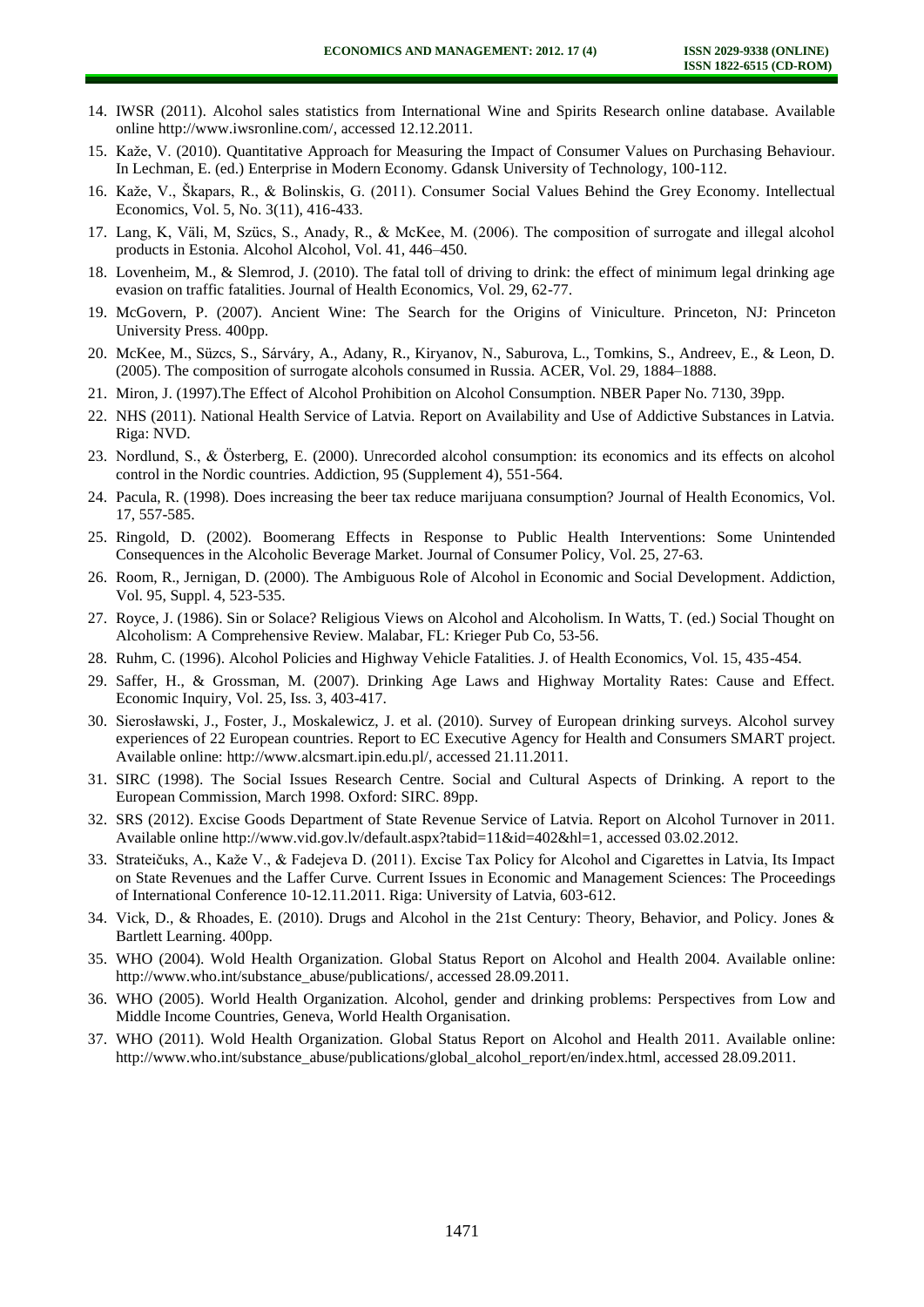14. IWSR (2011). Alcohol sales statistics from International Wine and Spirits Research online database. Available online http://www.iwsronline.com/, accessed 12.12.2011.
15. Kaže, V. (2010). Quantitative Approach for Measuring the Impact of Consumer Values on Purchasing Behaviour. In Lechman, E. (ed.) Enterprise in Modern Economy. Gdansk University of Technology, 100-112.
16. Kaže, V., Škapars, R., & Bolinskis, G. (2011). Consumer Social Values Behind the Grey Economy. Intellectual Economics, Vol. 5, No. 3(11), 416-433.
17. Lang, K, Väli, M, Szücs, S., Anady, R., & McKee, M. (2006). The composition of surrogate and illegal alcohol products in Estonia. Alcohol Alcohol, Vol. 41, 446–450.
18. Lovenheim, M., & Slemrod, J. (2010). The fatal toll of driving to drink: the effect of minimum legal drinking age evasion on traffic fatalities. Journal of Health Economics, Vol. 29, 62-77.
19. McGovern, P. (2007). Ancient Wine: The Search for the Origins of Viniculture. Princeton, NJ: Princeton University Press. 400pp.
20. McKee, M., Süzcs, S., Sárváry, A., Adany, R., Kiryanov, N., Saburova, L., Tomkins, S., Andreev, E., & Leon, D. (2005). The composition of surrogate alcohols consumed in Russia. ACER, Vol. 29, 1884–1888.
21. Miron, J. (1997).The Effect of Alcohol Prohibition on Alcohol Consumption. NBER Paper No. 7130, 39pp.
22. NHS (2011). National Health Service of Latvia. Report on Availability and Use of Addictive Substances in Latvia. Riga: NVD.
23. Nordlund, S., & Österberg, E. (2000). Unrecorded alcohol consumption: its economics and its effects on alcohol control in the Nordic countries. Addiction, 95 (Supplement 4), 551-564.
24. Pacula, R. (1998). Does increasing the beer tax reduce marijuana consumption? Journal of Health Economics, Vol. 17, 557-585.
25. Ringold, D. (2002). Boomerang Effects in Response to Public Health Interventions: Some Unintended Consequences in the Alcoholic Beverage Market. Journal of Consumer Policy, Vol. 25, 27-63.
26. Room, R., Jernigan, D. (2000). The Ambiguous Role of Alcohol in Economic and Social Development. Addiction, Vol. 95, Suppl. 4, 523-535.
27. Royce, J. (1986). Sin or Solace? Religious Views on Alcohol and Alcoholism. In Watts, T. (ed.) Social Thought on Alcoholism: A Comprehensive Review. Malabar, FL: Krieger Pub Co, 53-56.
28. Ruhm, C. (1996). Alcohol Policies and Highway Vehicle Fatalities. J. of Health Economics, Vol. 15, 435-454.
29. Saffer, H., & Grossman, M. (2007). Drinking Age Laws and Highway Mortality Rates: Cause and Effect. Economic Inquiry, Vol. 25, Iss. 3, 403-417.
30. Sierosławski, J., Foster, J., Moskalewicz, J. et al. (2010). Survey of European drinking surveys. Alcohol survey experiences of 22 European countries. Report to EC Executive Agency for Health and Consumers SMART project. Available online: http://www.alcsmart.ipin.edu.pl/, accessed 21.11.2011.
31. SIRC (1998). The Social Issues Research Centre. Social and Cultural Aspects of Drinking. A report to the European Commission, March 1998. Oxford: SIRC. 89pp.
32. SRS (2012). Excise Goods Department of State Revenue Service of Latvia. Report on Alcohol Turnover in 2011. Available online http://www.vid.gov.lv/default.aspx?tabid=11&id=402&hl=1, accessed 03.02.2012.
33. Strateičuks, A., Kaže V., & Fadejeva D. (2011). Excise Tax Policy for Alcohol and Cigarettes in Latvia, Its Impact on State Revenues and the Laffer Curve. Current Issues in Economic and Management Sciences: The Proceedings of International Conference 10-12.11.2011. Riga: University of Latvia, 603-612.
34. Vick, D., & Rhoades, E. (2010). Drugs and Alcohol in the 21st Century: Theory, Behavior, and Policy. Jones & Bartlett Learning. 400pp.
35. WHO (2004). Wold Health Organization. Global Status Report on Alcohol and Health 2004. Available online: http://www.who.int/substance_abuse/publications/, accessed 28.09.2011.
36. WHO (2005). World Health Organization. Alcohol, gender and drinking problems: Perspectives from Low and Middle Income Countries, Geneva, World Health Organisation.
37. WHO (2011). Wold Health Organization. Global Status Report on Alcohol and Health 2011. Available online: http://www.who.int/substance_abuse/publications/global_alcohol_report/en/index.html, accessed 28.09.2011.